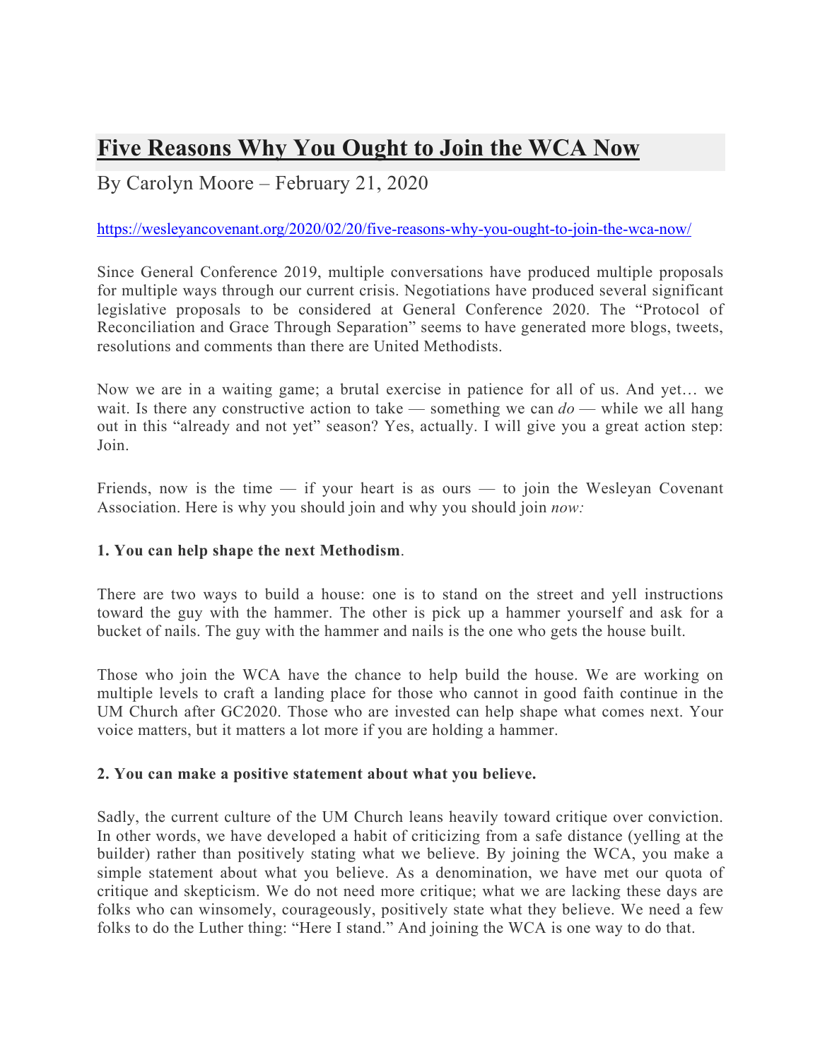# Five Reasons Why You Ought to Join the WCA Now

By Carolyn Moore – February 21, 2020

https://wesleyancovenant.org/2020/02/20/five-reasons-why-you-ought-to-join-the-wca-now/

Since General Conference 2019, multiple conversations have produced multiple proposals for multiple ways through our current crisis. Negotiations have produced several significant legislative proposals to be considered at General Conference 2020. The "Protocol of Reconciliation and Grace Through Separation" seems to have generated more blogs, tweets, resolutions and comments than there are United Methodists.

Now we are in a waiting game; a brutal exercise in patience for all of us. And yet… we wait. Is there any constructive action to take — something we can *do* — while we all hang out in this "already and not yet" season? Yes, actually. I will give you a great action step: Join.

Friends, now is the time — if your heart is as ours — to join the Wesleyan Covenant Association. Here is why you should join and why you should join *now:*

**1. You can help shape the next Methodism**.

There are two ways to build a house: one is to stand on the street and yell instructions toward the guy with the hammer. The other is pick up a hammer yourself and ask for a bucket of nails. The guy with the hammer and nails is the one who gets the house built.

Those who join the WCA have the chance to help build the house. We are working on multiple levels to craft a landing place for those who cannot in good faith continue in the UM Church after GC2020. Those who are invested can help shape what comes next. Your voice matters, but it matters a lot more if you are holding a hammer.

**2. You can make a positive statement about what you believe.**

Sadly, the current culture of the UM Church leans heavily toward critique over conviction. In other words, we have developed a habit of criticizing from a safe distance (yelling at the builder) rather than positively stating what we believe. By joining the WCA, you make a simple statement about what you believe. As a denomination, we have met our quota of critique and skepticism. We do not need more critique; what we are lacking these days are folks who can winsomely, courageously, positively state what they believe. We need a few folks to do the Luther thing: "Here I stand." And joining the WCA is one way to do that.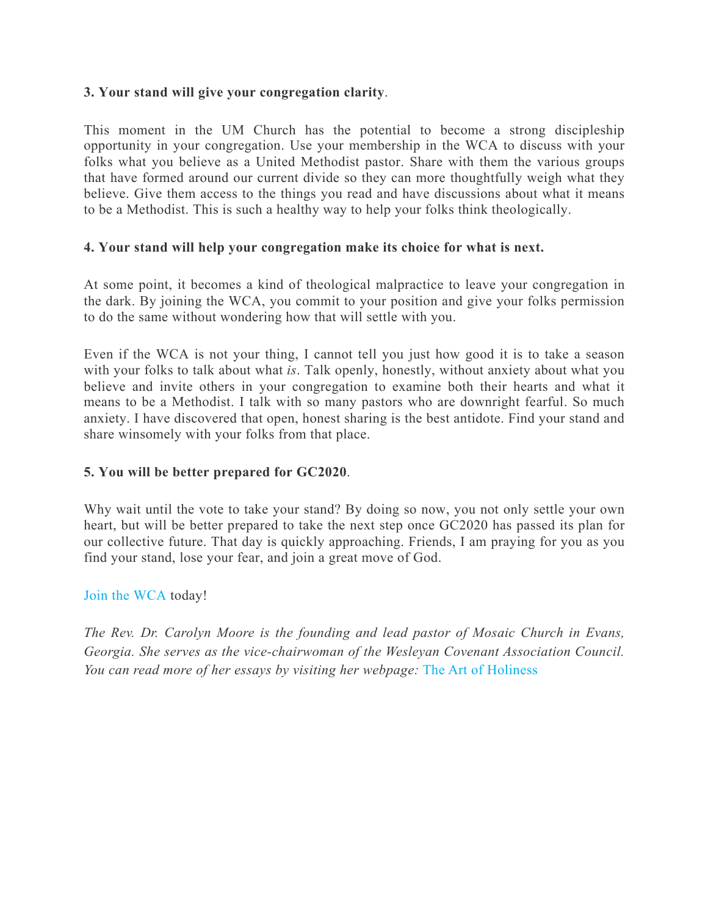**3. Your stand will give your congregation clarity**.

This moment in the UM Church has the potential to become a strong discipleship opportunity in your congregation. Use your membership in the WCA to discuss with your folks what you believe as a United Methodist pastor. Share with them the various groups that have formed around our current divide so they can more thoughtfully weigh what they believe. Give them access to the things you read and have discussions about what it means to be a Methodist. This is such a healthy way to help your folks think theologically.

**4. Your stand will help your congregation make its choice for what is next.**

At some point, it becomes a kind of theological malpractice to leave your congregation in the dark. By joining the WCA, you commit to your position and give your folks permission to do the same without wondering how that will settle with you.

Even if the WCA is not your thing, I cannot tell you just how good it is to take a season with your folks to talk about what *is*. Talk openly, honestly, without anxiety about what you believe and invite others in your congregation to examine both their hearts and what it means to be a Methodist. I talk with so many pastors who are downright fearful. So much anxiety. I have discovered that open, honest sharing is the best antidote. Find your stand and share winsomely with your folks from that place.

**5. You will be better prepared for GC2020**.

Why wait until the vote to take your stand? By doing so now, you not only settle your own heart, but will be better prepared to take the next step once GC2020 has passed its plan for our collective future. That day is quickly approaching. Friends, I am praying for you as you find your stand, lose your fear, and join a great move of God.

Join the WCA today!

*The Rev. Dr. Carolyn Moore is the founding and lead pastor of Mosaic Church in Evans, Georgia. She serves as the vice-chairwoman of the Wesleyan Covenant Association Council. You can read more of her essays by visiting her webpage:* The Art of Holiness